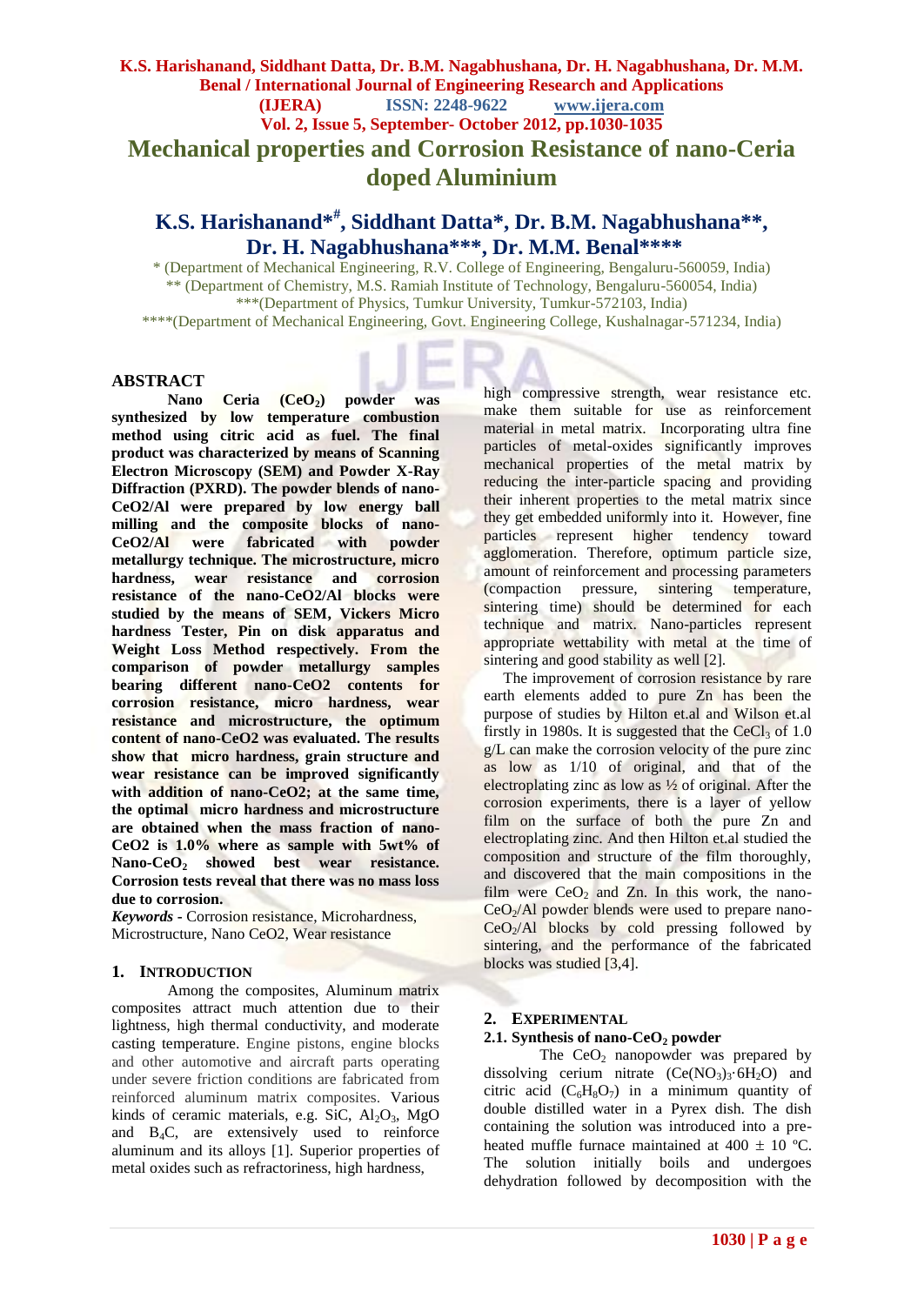# Mechanical properties and Corrosion Resistance of nano-Ceria doped Aluminium

## K.S. Harishanand*#, Siddhant Datta*, Dr. B.M. Nagabhushana**, Dr. H. Nagabhushana***, Dr. M.M. Benal****

\* (Department of Mechanical Engineering, R.V. College of Engineering, Bengaluru-560059, India)
\** (Department of Chemistry, M.S. Ramiah Institute of Technology, Bengaluru-560054, India)
\***(Department of Physics, Tumkur University, Tumkur-572103, India)
\****(Department of Mechanical Engineering, Govt. Engineering College, Kushalnagar-571234, India)

## ABSTRACT

**Nano Ceria ($CeO_2$) powder was synthesized by low temperature combustion method using citric acid as fuel. The final product was characterized by means of Scanning Electron Microscopy (SEM) and Powder X-Ray Diffraction (PXRD). The powder blends of nano-CeO2/Al were prepared by low energy ball milling and the composite blocks of nano-CeO2/Al were fabricated with powder metallurgy technique. The microstructure, micro hardness, wear resistance and corrosion resistance of the nano-CeO2/Al blocks were studied by the means of SEM, Vickers Micro hardness Tester, Pin on disk apparatus and Weight Loss Method respectively. From the comparison of powder metallurgy samples bearing different nano-CeO2 contents for corrosion resistance, micro hardness, wear resistance and microstructure, the optimum content of nano-CeO2 was evaluated. The results show that micro hardness, grain structure and wear resistance can be improved significantly with addition of nano-CeO2; at the same time, the optimal micro hardness and microstructure are obtained when the mass fraction of nano-CeO2 is 1.0% where as sample with 5wt% of Nano-$CeO_2$ showed best wear resistance. Corrosion tests reveal that there was no mass loss due to corrosion.**

***Keywords*** **-** Corrosion resistance, Microhardness, Microstructure, Nano CeO2, Wear resistance

## 1. INTRODUCTION

Among the composites, Aluminum matrix composites attract much attention due to their lightness, high thermal conductivity, and moderate casting temperature. Engine pistons, engine blocks and other automotive and aircraft parts operating under severe friction conditions are fabricated from reinforced aluminum matrix composites. Various kinds of ceramic materials, e.g. SiC, $Al_2O_3$, MgO and $B_4C$, are extensively used to reinforce aluminum and its alloys [1]. Superior properties of metal oxides such as refractoriness, high hardness, high compressive strength, wear resistance etc. make them suitable for use as reinforcement material in metal matrix. Incorporating ultra fine particles of metal-oxides significantly improves mechanical properties of the metal matrix by reducing the inter-particle spacing and providing their inherent properties to the metal matrix since they get embedded uniformly into it. However, fine particles represent higher tendency toward agglomeration. Therefore, optimum particle size, amount of reinforcement and processing parameters (compaction pressure, sintering temperature, sintering time) should be determined for each technique and matrix. Nano-particles represent appropriate wettability with metal at the time of sintering and good stability as well [2].

The improvement of corrosion resistance by rare earth elements added to pure Zn has been the purpose of studies by Hilton et.al and Wilson et.al firstly in 1980s. It is suggested that the $CeCl_3$ of 1.0 g/L can make the corrosion velocity of the pure zinc as low as 1/10 of original, and that of the electroplating zinc as low as ½ of original. After the corrosion experiments, there is a layer of yellow film on the surface of both the pure Zn and electroplating zinc. And then Hilton et.al studied the composition and structure of the film thoroughly, and discovered that the main compositions in the film were $CeO_2$ and Zn. In this work, the nano-$CeO_2$/Al powder blends were used to prepare nano-$CeO_2$/Al blocks by cold pressing followed by sintering, and the performance of the fabricated blocks was studied [3,4].

## 2. EXPERIMENTAL

### 2.1. Synthesis of nano-$CeO_2$ powder

The $CeO_2$ nanopowder was prepared by dissolving cerium nitrate ($Ce(NO_3)_3 \cdot 6H_2O$) and citric acid ($C_6H_8O_7$) in a minimum quantity of double distilled water in a Pyrex dish. The dish containing the solution was introduced into a pre-heated muffle furnace maintained at 400 ± 10 ºC. The solution initially boils and undergoes dehydration followed by decomposition with the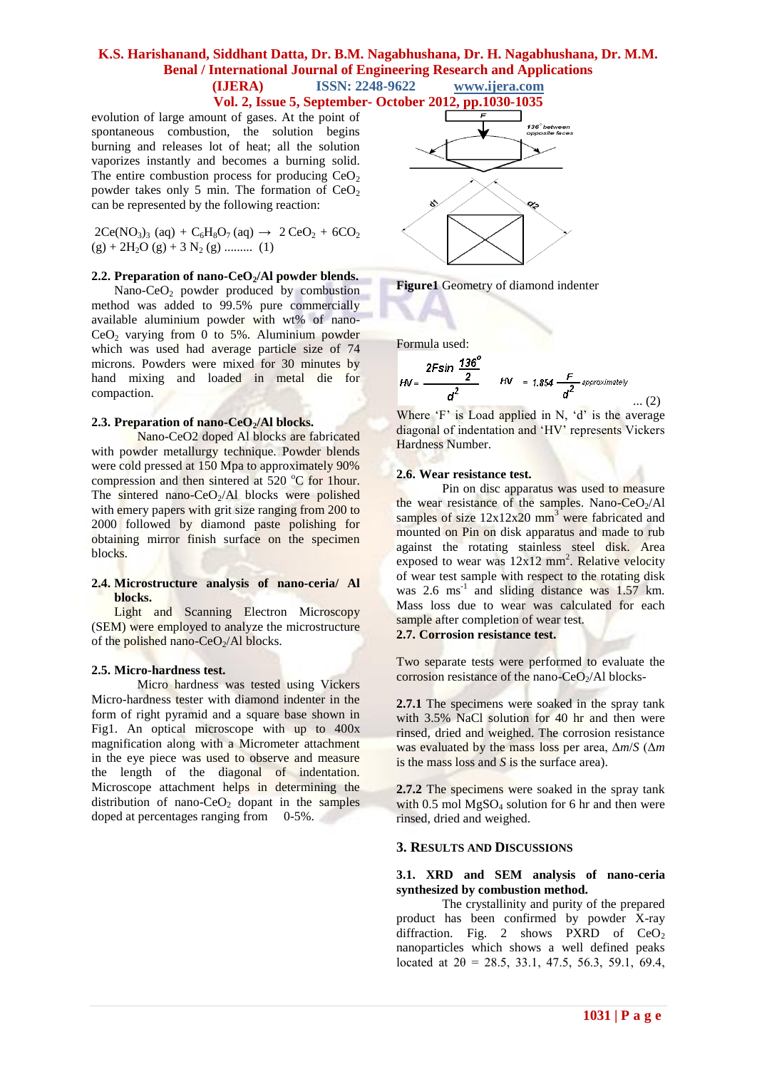evolution of large amount of gases. At the point of spontaneous combustion, the solution begins burning and releases lot of heat; the solution vaporizes instantly and becomes a burning solid. The entire combustion process for producing $CeO_2$ powder takes only 5 min. The formation of $CeO_2$ can be represented by the following reaction:

$$2Ce(NO_3)_3\ (aq) + C_6H_8O_7\ (aq) \rightarrow 2\ CeO_2 + 6CO_2\ (g) + 2H_2O\ (g) + 3\ N_2\ (g) \quad \text{.........} \quad (1)$$

### 2.2. Preparation of nano-$CeO_2$/Al powder blends.

Nano-$CeO_2$ powder produced by combustion method was added to 99.5% pure commercially available aluminium powder with wt% of nano-$CeO_2$ varying from 0 to 5%. Aluminium powder which was used had average particle size of 74 microns. Powders were mixed for 30 minutes by hand mixing and loaded in metal die for compaction.

### 2.3. Preparation of nano-$CeO_2$/Al blocks.

Nano-CeO2 doped Al blocks are fabricated with powder metallurgy technique. Powder blends were cold pressed at 150 Mpa to approximately 90% compression and then sintered at 520 °C for 1hour. The sintered nano-$CeO_2$/Al blocks were polished with emery papers with grit size ranging from 200 to 2000 followed by diamond paste polishing for obtaining mirror finish surface on the specimen blocks.

### 2.4. Microstructure analysis of nano-ceria/ Al blocks.

Light and Scanning Electron Microscopy (SEM) were employed to analyze the microstructure of the polished nano-$CeO_2$/Al blocks.

### 2.5. Micro-hardness test.

Micro hardness was tested using Vickers Micro-hardness tester with diamond indenter in the form of right pyramid and a square base shown in Fig1. An optical microscope with up to 400x magnification along with a Micrometer attachment in the eye piece was used to observe and measure the length of the diagonal of indentation. Microscope attachment helps in determining the distribution of nano-$CeO_2$ dopant in the samples doped at percentages ranging from 0-5%.

**Figure1** Geometry of diamond indenter

Formula used:

$$HV = \frac{2F\sin\frac{136^\circ}{2}}{d^2} \qquad HV = 1.854\frac{F}{d^2}\ \text{approximately} \quad \text{... (2)}$$

Where 'F' is Load applied in N, 'd' is the average diagonal of indentation and 'HV' represents Vickers Hardness Number.

### 2.6. Wear resistance test.

Pin on disc apparatus was used to measure the wear resistance of the samples. Nano-$CeO_2$/Al samples of size 12x12x20 $mm^3$ were fabricated and mounted on Pin on disk apparatus and made to rub against the rotating stainless steel disk. Area exposed to wear was 12x12 $mm^2$. Relative velocity of wear test sample with respect to the rotating disk was 2.6 $ms^{-1}$ and sliding distance was 1.57 km. Mass loss due to wear was calculated for each sample after completion of wear test.

### 2.7. Corrosion resistance test.

Two separate tests were performed to evaluate the corrosion resistance of the nano-$CeO_2$/Al blocks-

**2.7.1** The specimens were soaked in the spray tank with 3.5% NaCl solution for 40 hr and then were rinsed, dried and weighed. The corrosion resistance was evaluated by the mass loss per area, $\Delta m/S$ ($\Delta m$ is the mass loss and $S$ is the surface area).

**2.7.2** The specimens were soaked in the spray tank with 0.5 mol $MgSO_4$ solution for 6 hr and then were rinsed, dried and weighed.

## 3. Results and Discussions

### 3.1. XRD and SEM analysis of nano-ceria synthesized by combustion method.

The crystallinity and purity of the prepared product has been confirmed by powder X-ray diffraction. Fig. 2 shows PXRD of $CeO_2$ nanoparticles which shows a well defined peaks located at $2\theta$ = 28.5, 33.1, 47.5, 56.3, 59.1, 69.4,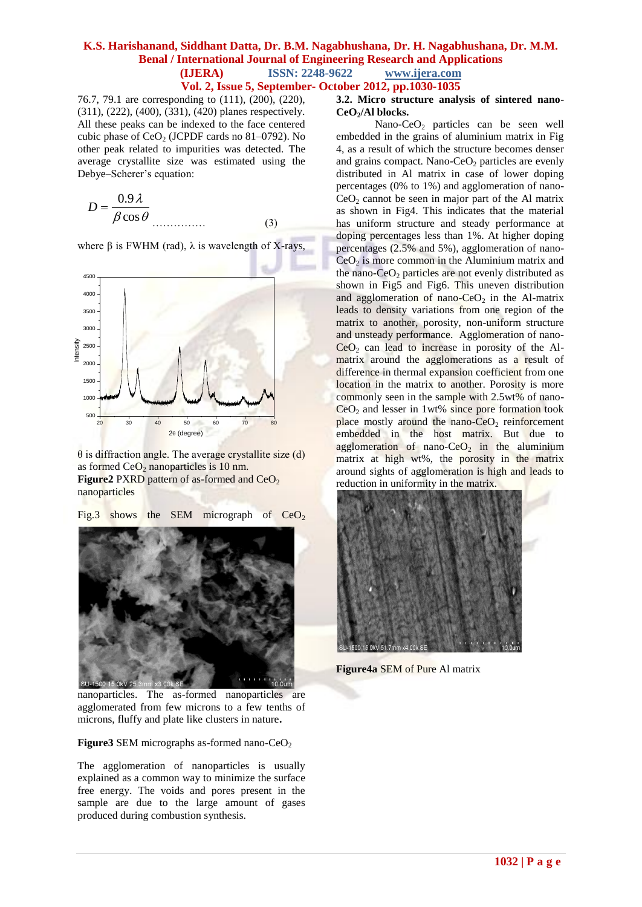76.7, 79.1 are corresponding to (111), (200), (220), (311), (222), (400), (331), (420) planes respectively. All these peaks can be indexed to the face centered cubic phase of $CeO_2$ (JCPDF cards no 81–0792). No other peak related to impurities was detected. The average crystallite size was estimated using the Debye–Scherer's equation:

$$D = \frac{0.9\lambda}{\beta \cos\theta} \quad \text{...............} \quad (3)$$

where β is FWHM (rad), λ is wavelength of X-rays, θ is diffraction angle. The average crystallite size (d) as formed $CeO_2$ nanoparticles is 10 nm.

**Figure2** PXRD pattern of as-formed and $CeO_2$ nanoparticles

Fig.3 shows the SEM micrograph of $CeO_2$ nanoparticles. The as-formed nanoparticles are agglomerated from few microns to a few tenths of microns, fluffy and plate like clusters in nature**.**

**Figure3** SEM micrographs as-formed nano-$CeO_2$

The agglomeration of nanoparticles is usually explained as a common way to minimize the surface free energy. The voids and pores present in the sample are due to the large amount of gases produced during combustion synthesis.

### 3.2. Micro structure analysis of sintered nano-$CeO_2$/Al blocks.

Nano-$CeO_2$ particles can be seen well embedded in the grains of aluminium matrix in Fig 4, as a result of which the structure becomes denser and grains compact. Nano-$CeO_2$ particles are evenly distributed in Al matrix in case of lower doping percentages (0% to 1%) and agglomeration of nano-$CeO_2$ cannot be seen in major part of the Al matrix as shown in Fig4. This indicates that the material has uniform structure and steady performance at doping percentages less than 1%. At higher doping percentages (2.5% and 5%), agglomeration of nano-$CeO_2$ is more common in the Aluminium matrix and the nano-$CeO_2$ particles are not evenly distributed as shown in Fig5 and Fig6. This uneven distribution and agglomeration of nano-$CeO_2$ in the Al-matrix leads to density variations from one region of the matrix to another, porosity, non-uniform structure and unsteady performance. Agglomeration of nano-$CeO_2$ can lead to increase in porosity of the Al-matrix around the agglomerations as a result of difference in thermal expansion coefficient from one location in the matrix to another. Porosity is more commonly seen in the sample with 2.5wt% of nano-$CeO_2$ and lesser in 1wt% since pore formation took place mostly around the nano-$CeO_2$ reinforcement embedded in the host matrix. But due to agglomeration of nano-$CeO_2$ in the aluminium matrix at high wt%, the porosity in the matrix around sights of agglomeration is high and leads to reduction in uniformity in the matrix.

**Figure4a** SEM of Pure Al matrix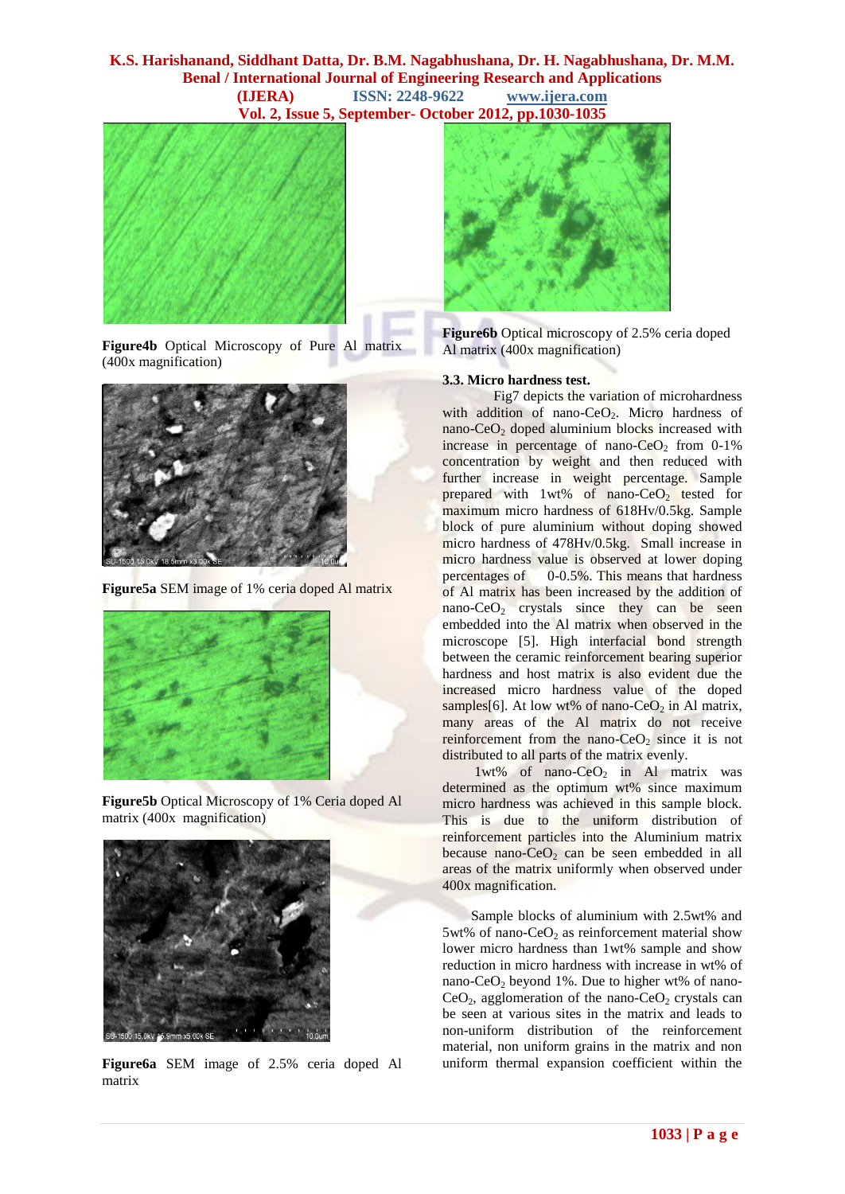Figure4b Optical Microscopy of Pure Al matrix (400x magnification)

Figure5a SEM image of 1% ceria doped Al matrix

Figure5b Optical Microscopy of 1% Ceria doped Al matrix (400x magnification)

Figure6a SEM image of 2.5% ceria doped Al matrix

Figure6b Optical microscopy of 2.5% ceria doped Al matrix (400x magnification)

### 3.3. Micro hardness test.

Fig7 depicts the variation of microhardness with addition of nano-$CeO_2$. Micro hardness of nano-$CeO_2$ doped aluminium blocks increased with increase in percentage of nano-$CeO_2$ from 0-1% concentration by weight and then reduced with further increase in weight percentage. Sample prepared with 1wt% of nano-$CeO_2$ tested for maximum micro hardness of 618Hv/0.5kg. Sample block of pure aluminium without doping showed micro hardness of 478Hv/0.5kg. Small increase in micro hardness value is observed at lower doping percentages of 0-0.5%. This means that hardness of Al matrix has been increased by the addition of nano-$CeO_2$ crystals since they can be seen embedded into the Al matrix when observed in the microscope [5]. High interfacial bond strength between the ceramic reinforcement bearing superior hardness and host matrix is also evident due the increased micro hardness value of the doped samples[6]. At low wt% of nano-$CeO_2$ in Al matrix, many areas of the Al matrix do not receive reinforcement from the nano-$CeO_2$ since it is not distributed to all parts of the matrix evenly.

1wt% of nano-$CeO_2$ in Al matrix was determined as the optimum wt% since maximum micro hardness was achieved in this sample block. This is due to the uniform distribution of reinforcement particles into the Aluminium matrix because nano-$CeO_2$ can be seen embedded in all areas of the matrix uniformly when observed under 400x magnification.

Sample blocks of aluminium with 2.5wt% and 5wt% of nano-$CeO_2$ as reinforcement material show lower micro hardness than 1wt% sample and show reduction in micro hardness with increase in wt% of nano-$CeO_2$ beyond 1%. Due to higher wt% of nano-$CeO_2$, agglomeration of the nano-$CeO_2$ crystals can be seen at various sites in the matrix and leads to non-uniform distribution of the reinforcement material, non uniform grains in the matrix and non uniform thermal expansion coefficient within the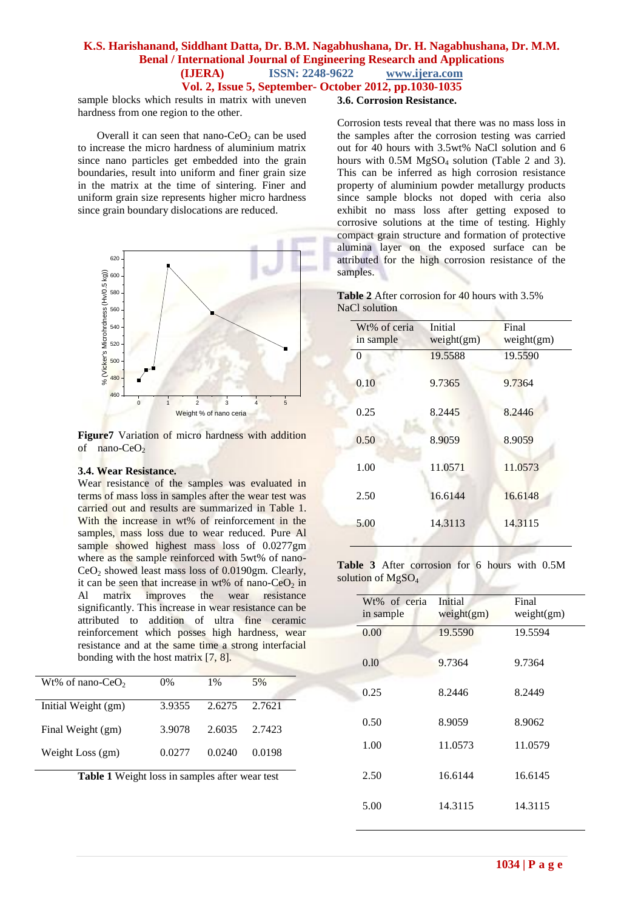sample blocks which results in matrix with uneven hardness from one region to the other.

Overall it can seen that nano-$CeO_2$ can be used to increase the micro hardness of aluminium matrix since nano particles get embedded into the grain boundaries, result into uniform and finer grain size in the matrix at the time of sintering. Finer and uniform grain size represents higher micro hardness since grain boundary dislocations are reduced.

**Figure7** Variation of micro hardness with addition of nano-$CeO_2$

### 3.4. Wear Resistance.

Wear resistance of the samples was evaluated in terms of mass loss in samples after the wear test was carried out and results are summarized in Table 1. With the increase in wt% of reinforcement in the samples, mass loss due to wear reduced. Pure Al sample showed highest mass loss of 0.0277gm where as the sample reinforced with 5wt% of nano-$CeO_2$ showed least mass loss of 0.0190gm. Clearly, it can be seen that increase in wt% of nano-$CeO_2$ in Al matrix improves the wear resistance significantly. This increase in wear resistance can be attributed to addition of ultra fine ceramic reinforcement which posses high hardness, wear resistance and at the same time a strong interfacial bonding with the host matrix [7, 8].

| Wt% of nano-$CeO_2$ | 0% | 1% | 5% |
|---|---|---|---|
| Initial Weight (gm) | 3.9355 | 2.6275 | 2.7621 |
| Final Weight (gm) | 3.9078 | 2.6035 | 2.7423 |
| Weight Loss (gm) | 0.0277 | 0.0240 | 0.0198 |

**Table 1** Weight loss in samples after wear test

### 3.6. Corrosion Resistance.

Corrosion tests reveal that there was no mass loss in the samples after the corrosion testing was carried out for 40 hours with 3.5wt% NaCl solution and 6 hours with 0.5M $MgSO_4$ solution (Table 2 and 3). This can be inferred as high corrosion resistance property of aluminium powder metallurgy products since sample blocks not doped with ceria also exhibit no mass loss after getting exposed to corrosive solutions at the time of testing. Highly compact grain structure and formation of protective alumina layer on the exposed surface can be attributed for the high corrosion resistance of the samples.

**Table 2** After corrosion for 40 hours with 3.5% NaCl solution

| Wt% of ceria in sample | Initial weight(gm) | Final weight(gm) |
|---|---|---|
| 0 | 19.5588 | 19.5590 |
| 0.10 | 9.7365 | 9.7364 |
| 0.25 | 8.2445 | 8.2446 |
| 0.50 | 8.9059 | 8.9059 |
| 1.00 | 11.0571 | 11.0573 |
| 2.50 | 16.6144 | 16.6148 |
| 5.00 | 14.3113 | 14.3115 |

**Table 3** After corrosion for 6 hours with 0.5M solution of $MgSO_4$

| Wt% of ceria in sample | Initial weight(gm) | Final weight(gm) |
|---|---|---|
| 0.00 | 19.5590 | 19.5594 |
| 0.10 | 9.7364 | 9.7364 |
| 0.25 | 8.2446 | 8.2449 |
| 0.50 | 8.9059 | 8.9062 |
| 1.00 | 11.0573 | 11.0579 |
| 2.50 | 16.6144 | 16.6145 |
| 5.00 | 14.3115 | 14.3115 |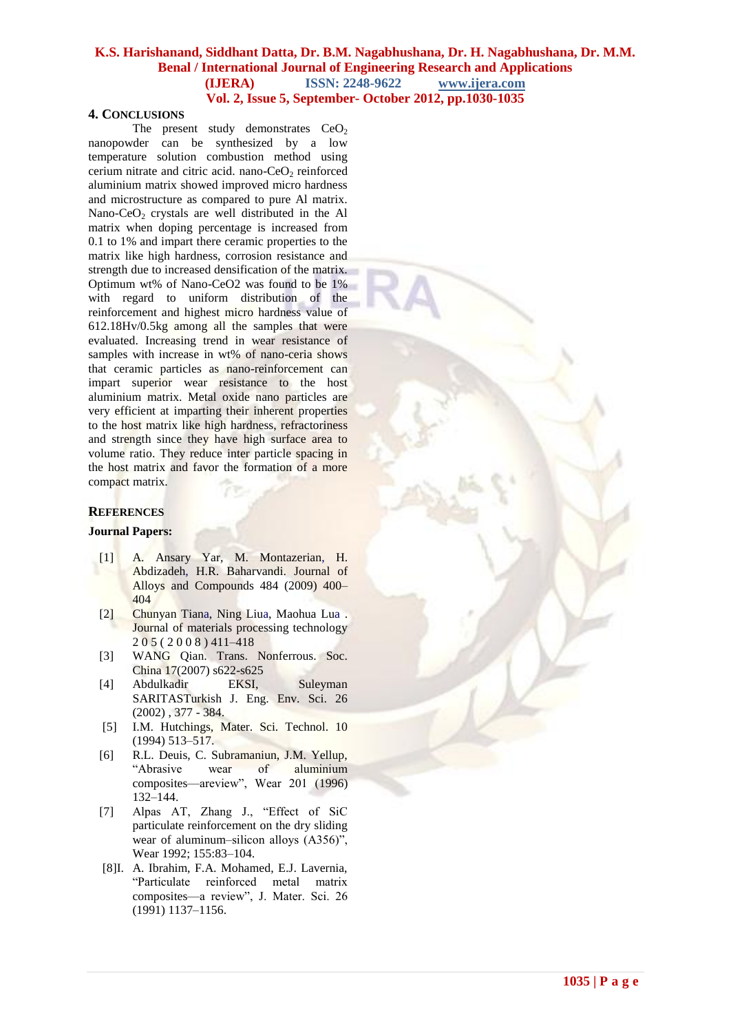## 4. CONCLUSIONS

The present study demonstrates $CeO_2$ nanopowder can be synthesized by a low temperature solution combustion method using cerium nitrate and citric acid. nano-$CeO_2$ reinforced aluminium matrix showed improved micro hardness and microstructure as compared to pure Al matrix. Nano-$CeO_2$ crystals are well distributed in the Al matrix when doping percentage is increased from 0.1 to 1% and impart there ceramic properties to the matrix like high hardness, corrosion resistance and strength due to increased densification of the matrix. Optimum wt% of Nano-CeO2 was found to be 1% with regard to uniform distribution of the reinforcement and highest micro hardness value of 612.18Hv/0.5kg among all the samples that were evaluated. Increasing trend in wear resistance of samples with increase in wt% of nano-ceria shows that ceramic particles as nano-reinforcement can impart superior wear resistance to the host aluminium matrix. Metal oxide nano particles are very efficient at imparting their inherent properties to the host matrix like high hardness, refractoriness and strength since they have high surface area to volume ratio. They reduce inter particle spacing in the host matrix and favor the formation of a more compact matrix.

## REFERENCES

**Journal Papers:**

[1] A. Ansary Yar, M. Montazerian, H. Abdizadeh, H.R. Baharvandi. Journal of Alloys and Compounds 484 (2009) 400–404

[2] Chunyan Tiana, Ning Liua, Maohua Lua . Journal of materials processing technology 2 0 5 ( 2 0 0 8 ) 411–418

[3] WANG Qian. Trans. Nonferrous. Soc. China 17(2007) s622-s625

[4] Abdulkadir EKSI, Suleyman SARITASTurkish J. Eng. Env. Sci. 26 (2002) , 377 - 384.

[5] I.M. Hutchings, Mater. Sci. Technol. 10 (1994) 513–517.

[6] R.L. Deuis, C. Subramaniun, J.M. Yellup, "Abrasive wear of aluminium composites—areview", Wear 201 (1996) 132–144.

[7] Alpas AT, Zhang J., "Effect of SiC particulate reinforcement on the dry sliding wear of aluminum–silicon alloys (A356)", Wear 1992; 155:83–104.

[8]I. A. Ibrahim, F.A. Mohamed, E.J. Lavernia, "Particulate reinforced metal matrix composites—a review", J. Mater. Sci. 26 (1991) 1137–1156.